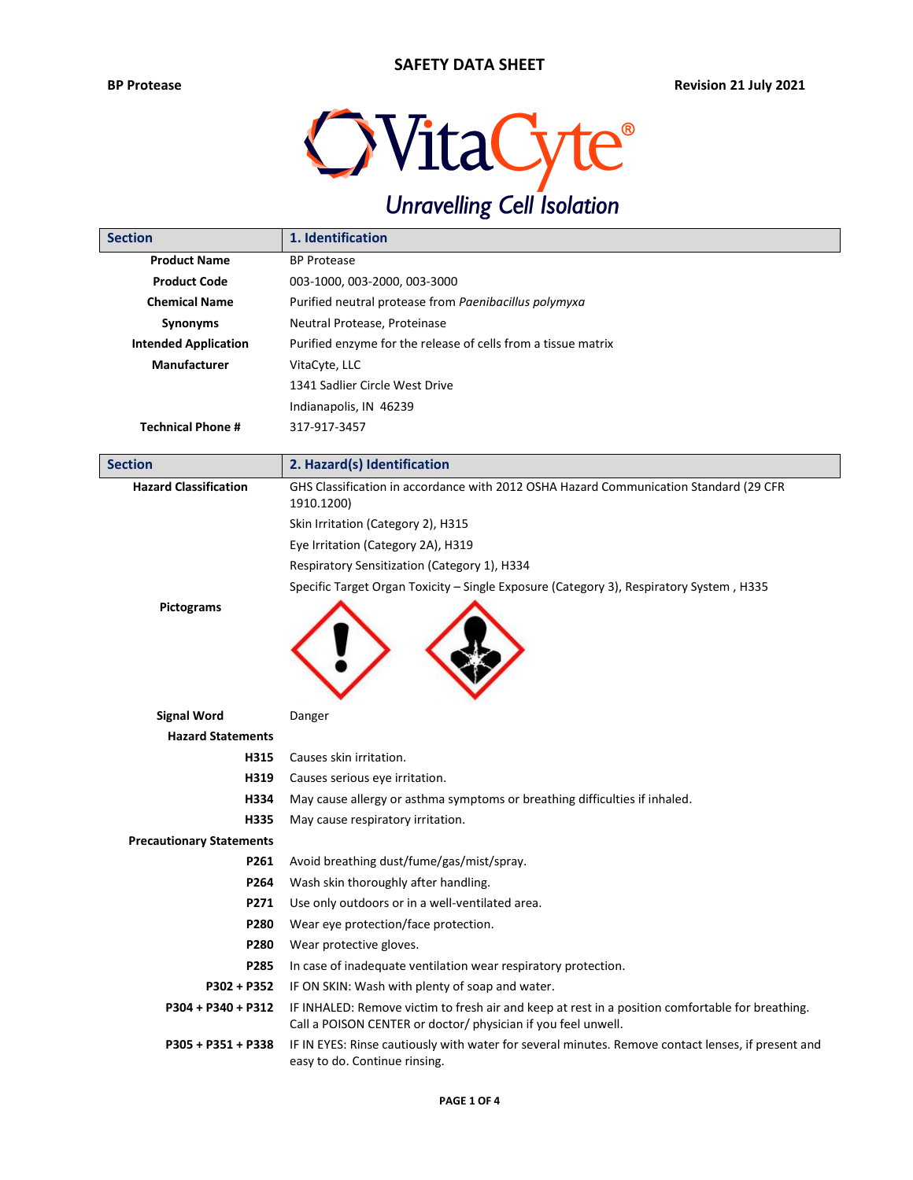# SAFETY DATA SHEET

**BP Protease** | **Revision 21 July 2021**

VitaCyte®
*Unravelling Cell Isolation*

| Section | 1. Identification |
|---|---|
| **Product Name** | BP Protease |
| **Product Code** | 003-1000, 003-2000, 003-3000 |
| **Chemical Name** | Purified neutral protease from *Paenibacillus polymyxa* |
| **Synonyms** | Neutral Protease, Proteinase |
| **Intended Application** | Purified enzyme for the release of cells from a tissue matrix |
| **Manufacturer** | VitaCyte, LLC |
| | 1341 Sadlier Circle West Drive |
| | Indianapolis, IN 46239 |
| **Technical Phone #** | 317-917-3457 |

| Section | 2. Hazard(s) Identification |
|---|---|
| **Hazard Classification** | GHS Classification in accordance with 2012 OSHA Hazard Communication Standard (29 CFR 1910.1200) |
| | Skin Irritation (Category 2), H315 |
| | Eye Irritation (Category 2A), H319 |
| | Respiratory Sensitization (Category 1), H334 |
| | Specific Target Organ Toxicity – Single Exposure (Category 3), Respiratory System , H335 |
| **Pictograms** | |
| **Signal Word** | Danger |
| **Hazard Statements** | |
| **H315** | Causes skin irritation. |
| **H319** | Causes serious eye irritation. |
| **H334** | May cause allergy or asthma symptoms or breathing difficulties if inhaled. |
| **H335** | May cause respiratory irritation. |
| **Precautionary Statements** | |
| **P261** | Avoid breathing dust/fume/gas/mist/spray. |
| **P264** | Wash skin thoroughly after handling. |
| **P271** | Use only outdoors or in a well-ventilated area. |
| **P280** | Wear eye protection/face protection. |
| **P280** | Wear protective gloves. |
| **P285** | In case of inadequate ventilation wear respiratory protection. |
| **P302 + P352** | IF ON SKIN: Wash with plenty of soap and water. |
| **P304 + P340 + P312** | IF INHALED: Remove victim to fresh air and keep at rest in a position comfortable for breathing. Call a POISON CENTER or doctor/ physician if you feel unwell. |
| **P305 + P351 + P338** | IF IN EYES: Rinse cautiously with water for several minutes. Remove contact lenses, if present and easy to do. Continue rinsing. |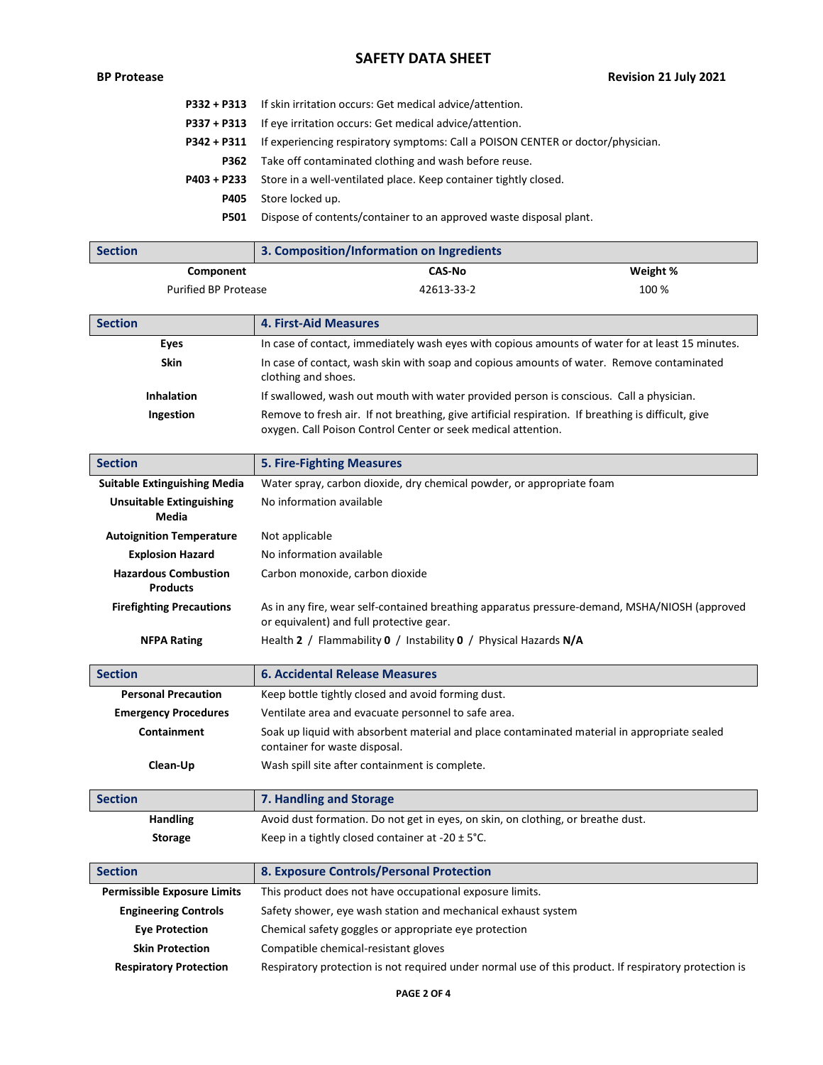| | |
|---|---|
| **P332 + P313** | If skin irritation occurs: Get medical advice/attention. |
| **P337 + P313** | If eye irritation occurs: Get medical advice/attention. |
| **P342 + P311** | If experiencing respiratory symptoms: Call a POISON CENTER or doctor/physician. |
| **P362** | Take off contaminated clothing and wash before reuse. |
| **P403 + P233** | Store in a well-ventilated place. Keep container tightly closed. |
| **P405** | Store locked up. |
| **P501** | Dispose of contents/container to an approved waste disposal plant. |

## Section 3. Composition/Information on Ingredients

| Component | CAS-No | Weight % |
|---|---|---|
| Purified BP Protease | 42613-33-2 | 100 % |

## Section 4. First-Aid Measures

| | |
|---|---|
| **Eyes** | In case of contact, immediately wash eyes with copious amounts of water for at least 15 minutes. |
| **Skin** | In case of contact, wash skin with soap and copious amounts of water. Remove contaminated clothing and shoes. |
| **Inhalation** | If swallowed, wash out mouth with water provided person is conscious. Call a physician. |
| **Ingestion** | Remove to fresh air. If not breathing, give artificial respiration. If breathing is difficult, give oxygen. Call Poison Control Center or seek medical attention. |

## Section 5. Fire-Fighting Measures

| | |
|---|---|
| **Suitable Extinguishing Media** | Water spray, carbon dioxide, dry chemical powder, or appropriate foam |
| **Unsuitable Extinguishing Media** | No information available |
| **Autoignition Temperature** | Not applicable |
| **Explosion Hazard** | No information available |
| **Hazardous Combustion Products** | Carbon monoxide, carbon dioxide |
| **Firefighting Precautions** | As in any fire, wear self-contained breathing apparatus pressure-demand, MSHA/NIOSH (approved or equivalent) and full protective gear. |
| **NFPA Rating** | Health **2** / Flammability **0** / Instability **0** / Physical Hazards **N/A** |

## Section 6. Accidental Release Measures

| | |
|---|---|
| **Personal Precaution** | Keep bottle tightly closed and avoid forming dust. |
| **Emergency Procedures** | Ventilate area and evacuate personnel to safe area. |
| **Containment** | Soak up liquid with absorbent material and place contaminated material in appropriate sealed container for waste disposal. |
| **Clean-Up** | Wash spill site after containment is complete. |

## Section 7. Handling and Storage

| | |
|---|---|
| **Handling** | Avoid dust formation. Do not get in eyes, on skin, on clothing, or breathe dust. |
| **Storage** | Keep in a tightly closed container at -20 ± 5°C. |

## Section 8. Exposure Controls/Personal Protection

| | |
|---|---|
| **Permissible Exposure Limits** | This product does not have occupational exposure limits. |
| **Engineering Controls** | Safety shower, eye wash station and mechanical exhaust system |
| **Eye Protection** | Chemical safety goggles or appropriate eye protection |
| **Skin Protection** | Compatible chemical-resistant gloves |
| **Respiratory Protection** | Respiratory protection is not required under normal use of this product. If respiratory protection is |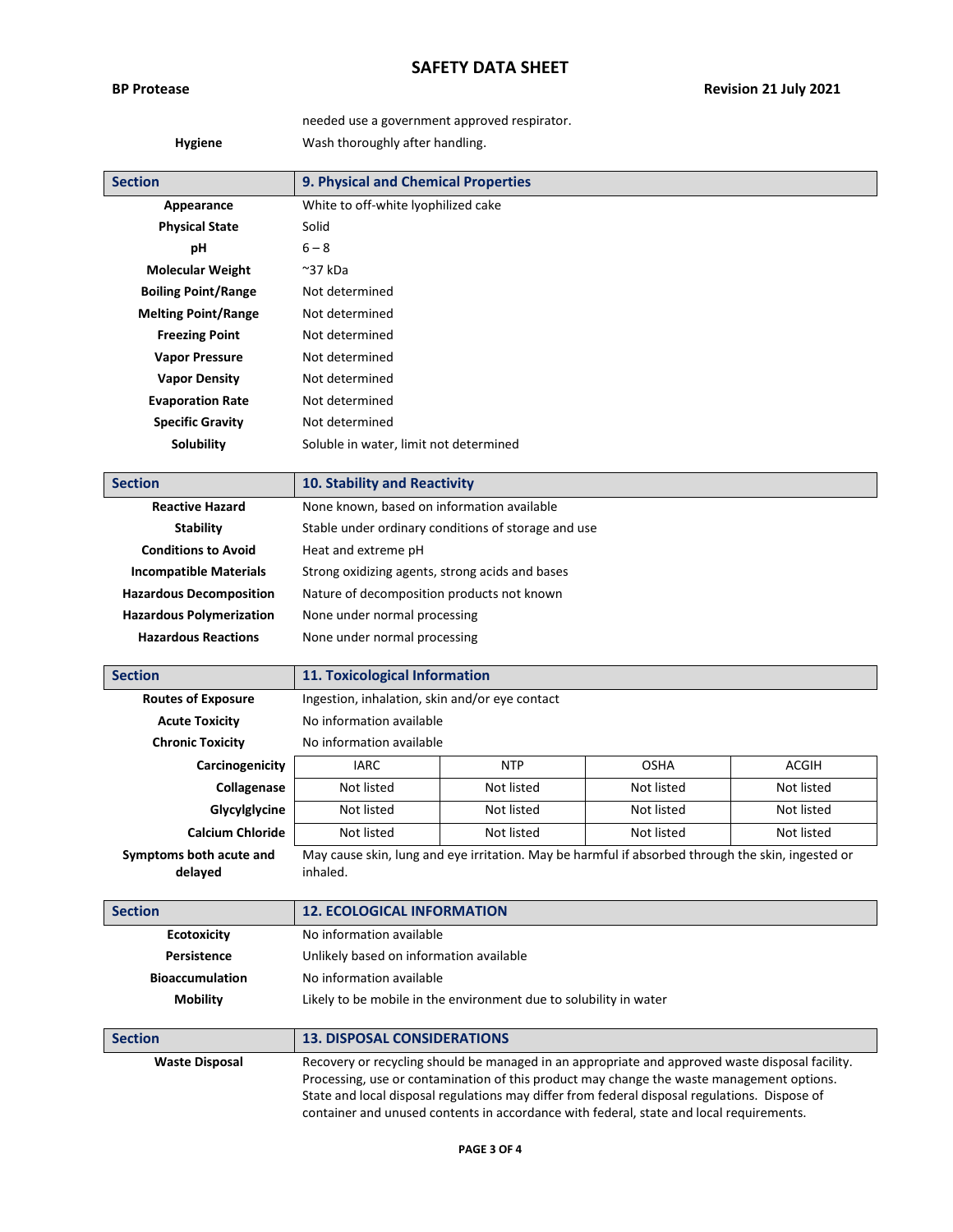needed use a government approved respirator.

| | |
|---|---|
| **Hygiene** | Wash thoroughly after handling. |

| Section | 9. Physical and Chemical Properties |
|---|---|
| **Appearance** | White to off-white lyophilized cake |
| **Physical State** | Solid |
| **pH** | 6 – 8 |
| **Molecular Weight** | ~37 kDa |
| **Boiling Point/Range** | Not determined |
| **Melting Point/Range** | Not determined |
| **Freezing Point** | Not determined |
| **Vapor Pressure** | Not determined |
| **Vapor Density** | Not determined |
| **Evaporation Rate** | Not determined |
| **Specific Gravity** | Not determined |
| **Solubility** | Soluble in water, limit not determined |

| Section | 10. Stability and Reactivity |
|---|---|
| **Reactive Hazard** | None known, based on information available |
| **Stability** | Stable under ordinary conditions of storage and use |
| **Conditions to Avoid** | Heat and extreme pH |
| **Incompatible Materials** | Strong oxidizing agents, strong acids and bases |
| **Hazardous Decomposition** | Nature of decomposition products not known |
| **Hazardous Polymerization** | None under normal processing |
| **Hazardous Reactions** | None under normal processing |

| Section | 11. Toxicological Information |
|---|---|
| **Routes of Exposure** | Ingestion, inhalation, skin and/or eye contact |
| **Acute Toxicity** | No information available |
| **Chronic Toxicity** | No information available |

| **Carcinogenicity** | IARC | NTP | OSHA | ACGIH |
|---|---|---|---|---|
| **Collagenase** | Not listed | Not listed | Not listed | Not listed |
| **Glycylglycine** | Not listed | Not listed | Not listed | Not listed |
| **Calcium Chloride** | Not listed | Not listed | Not listed | Not listed |

| | |
|---|---|
| **Symptoms both acute and delayed** | May cause skin, lung and eye irritation. May be harmful if absorbed through the skin, ingested or inhaled. |

| Section | 12. ECOLOGICAL INFORMATION |
|---|---|
| **Ecotoxicity** | No information available |
| **Persistence** | Unlikely based on information available |
| **Bioaccumulation** | No information available |
| **Mobility** | Likely to be mobile in the environment due to solubility in water |

| Section | 13. DISPOSAL CONSIDERATIONS |
|---|---|
| **Waste Disposal** | Recovery or recycling should be managed in an appropriate and approved waste disposal facility. Processing, use or contamination of this product may change the waste management options. State and local disposal regulations may differ from federal disposal regulations. Dispose of container and unused contents in accordance with federal, state and local requirements. |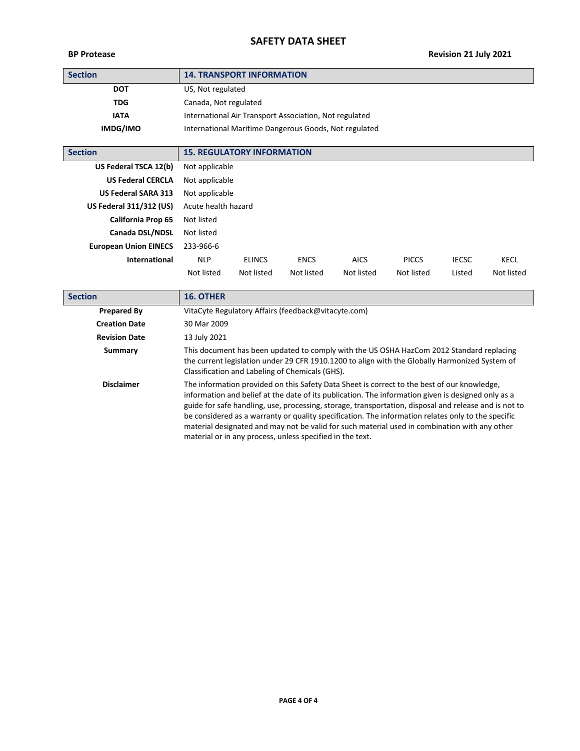# SAFETY DATA SHEET

**BP Protease** **Revision 21 July 2021**

| Section | 14. TRANSPORT INFORMATION |
|---|---|
| **DOT** | US, Not regulated |
| **TDG** | Canada, Not regulated |
| **IATA** | International Air Transport Association, Not regulated |
| **IMDG/IMO** | International Maritime Dangerous Goods, Not regulated |

| Section | 15. REGULATORY INFORMATION | | | | | | |
|---|---|---|---|---|---|---|---|
| **US Federal TSCA 12(b)** | Not applicable | | | | | | |
| **US Federal CERCLA** | Not applicable | | | | | | |
| **US Federal SARA 313** | Not applicable | | | | | | |
| **US Federal 311/312 (US)** | Acute health hazard | | | | | | |
| **California Prop 65** | Not listed | | | | | | |
| **Canada DSL/NDSL** | Not listed | | | | | | |
| **European Union EINECS** | 233-966-6 | | | | | | |
| **International** | NLP | ELINCS | ENCS | AICS | PICCS | IECSC | KECL |
| | Not listed | Not listed | Not listed | Not listed | Not listed | Listed | Not listed |

| Section | 16. OTHER |
|---|---|
| **Prepared By** | VitaCyte Regulatory Affairs (feedback@vitacyte.com) |
| **Creation Date** | 30 Mar 2009 |
| **Revision Date** | 13 July 2021 |
| **Summary** | This document has been updated to comply with the US OSHA HazCom 2012 Standard replacing the current legislation under 29 CFR 1910.1200 to align with the Globally Harmonized System of Classification and Labeling of Chemicals (GHS). |
| **Disclaimer** | The information provided on this Safety Data Sheet is correct to the best of our knowledge, information and belief at the date of its publication. The information given is designed only as a guide for safe handling, use, processing, storage, transportation, disposal and release and is not to be considered as a warranty or quality specification. The information relates only to the specific material designated and may not be valid for such material used in combination with any other material or in any process, unless specified in the text. |